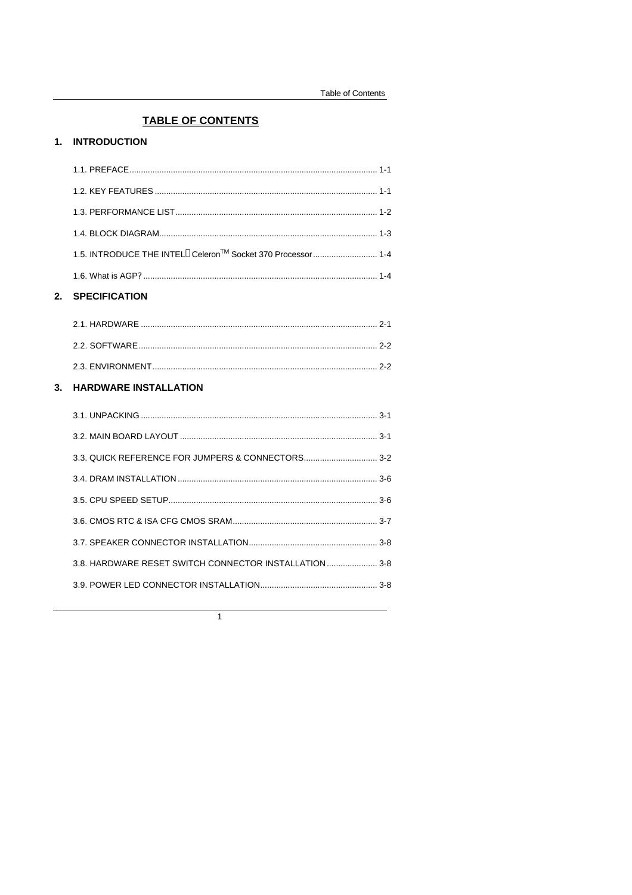## TABLE OF CONTENTS

### 1. INTRODUCTION

1.1. PREFACE ........................................................................................................ 1-1

1.2. KEY FEATURES .............................................................................................. 1-1

1.3. PERFORMANCE LIST..................................................................................... 1-2

1.4. BLOCK DIAGRAM............................................................................................ 1-3

1.5. INTRODUCE THE INTEL® Celeron™ Socket 370 Processor ........................... 1-4

1.6. What is AGP? ................................................................................................... 1-4

### 2. SPECIFICATION

2.1. HARDWARE .................................................................................................... 2-1

2.2. SOFTWARE...................................................................................................... 2-2

2.3. ENVIRONMENT................................................................................................ 2-2

### 3. HARDWARE INSTALLATION

3.1. UNPACKING .................................................................................................... 3-1

3.2. MAIN BOARD LAYOUT ................................................................................... 3-1

3.3. QUICK REFERENCE FOR JUMPERS & CONNECTORS............................... 3-2

3.4. DRAM INSTALLATION .................................................................................... 3-6

3.5. CPU SPEED SETUP......................................................................................... 3-6

3.6. CMOS RTC & ISA CFG CMOS SRAM............................................................. 3-7

3.7. SPEAKER CONNECTOR INSTALLATION....................................................... 3-8

3.8. HARDWARE RESET SWITCH CONNECTOR INSTALLATION ...................... 3-8

3.9. POWER LED CONNECTOR INSTALLATION.................................................. 3-8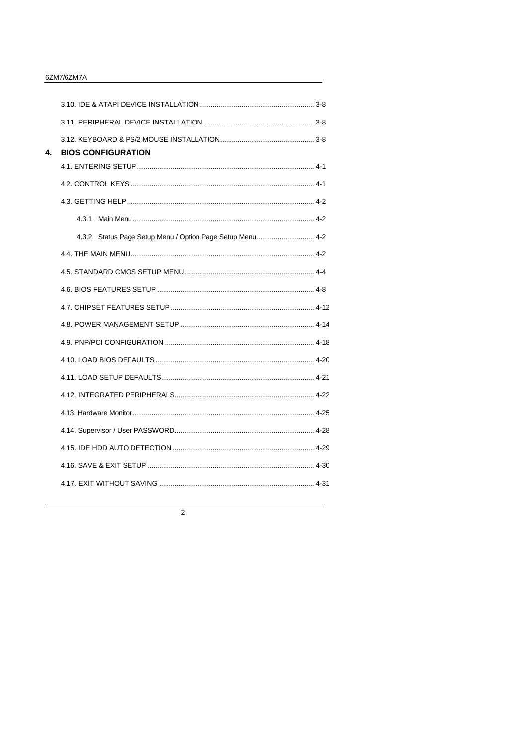3.10. IDE & ATAPI DEVICE INSTALLATION ........................................................... 3-8

3.11. PERIPHERAL DEVICE INSTALLATION ......................................................... 3-8

3.12. KEYBOARD & PS/2 MOUSE INSTALLATION ................................................ 3-8

## 4. BIOS CONFIGURATION

4.1. ENTERING SETUP ........................................................................................... 4-1

4.2. CONTROL KEYS .............................................................................................. 4-1

4.3. GETTING HELP ................................................................................................ 4-2

4.3.1. Main Menu ............................................................................................. 4-2

4.3.2. Status Page Setup Menu / Option Page Setup Menu ............................. 4-2

4.4. THE MAIN MENU .............................................................................................. 4-2

4.5. STANDARD CMOS SETUP MENU ................................................................... 4-4

4.6. BIOS FEATURES SETUP ................................................................................ 4-8

4.7. CHIPSET FEATURES SETUP ......................................................................... 4-12

4.8. POWER MANAGEMENT SETUP .................................................................... 4-14

4.9. PNP/PCI CONFIGURATION ............................................................................ 4-18

4.10. LOAD BIOS DEFAULTS ................................................................................. 4-20

4.11. LOAD SETUP DEFAULTS .............................................................................. 4-21

4.12. INTEGRATED PERIPHERALS ........................................................................ 4-22

4.13. Hardware Monitor ............................................................................................ 4-25

4.14. Supervisor / User PASSWORD ........................................................................ 4-28

4.15. IDE HDD AUTO DETECTION ......................................................................... 4-29

4.16. SAVE & EXIT SETUP ...................................................................................... 4-30

4.17. EXIT WITHOUT SAVING ................................................................................ 4-31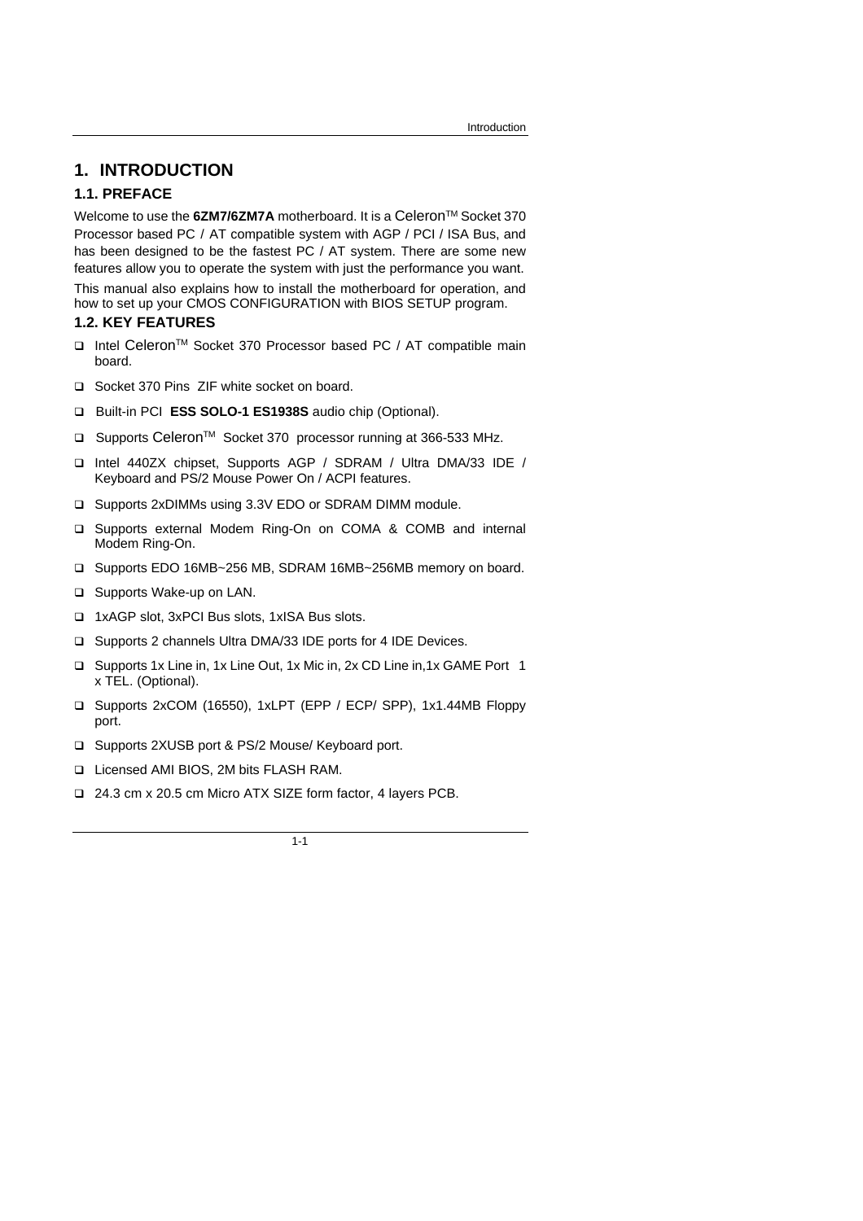# 1. INTRODUCTION

## 1.1. PREFACE

Welcome to use the **6ZM7/6ZM7A** motherboard. It is a Celeron™ Socket 370 Processor based PC / AT compatible system with AGP / PCI / ISA Bus, and has been designed to be the fastest PC / AT system. There are some new features allow you to operate the system with just the performance you want.

This manual also explains how to install the motherboard for operation, and how to set up your CMOS CONFIGURATION with BIOS SETUP program.

## 1.2. KEY FEATURES

- Intel Celeron™ Socket 370 Processor based PC / AT compatible main board.
- Socket 370 Pins ZIF white socket on board.
- Built-in PCI **ESS SOLO-1 ES1938S** audio chip (Optional).
- Supports Celeron™ Socket 370 processor running at 366-533 MHz.
- Intel 440ZX chipset, Supports AGP / SDRAM / Ultra DMA/33 IDE / Keyboard and PS/2 Mouse Power On / ACPI features.
- Supports 2xDIMMs using 3.3V EDO or SDRAM DIMM module.
- Supports external Modem Ring-On on COMA & COMB and internal Modem Ring-On.
- Supports EDO 16MB~256 MB, SDRAM 16MB~256MB memory on board.
- Supports Wake-up on LAN.
- 1xAGP slot, 3xPCI Bus slots, 1xISA Bus slots.
- Supports 2 channels Ultra DMA/33 IDE ports for 4 IDE Devices.
- Supports 1x Line in, 1x Line Out, 1x Mic in, 2x CD Line in,1x GAME Port 1 x TEL. (Optional).
- Supports 2xCOM (16550), 1xLPT (EPP / ECP/ SPP), 1x1.44MB Floppy port.
- Supports 2XUSB port & PS/2 Mouse/ Keyboard port.
- Licensed AMI BIOS, 2M bits FLASH RAM.
- 24.3 cm x 20.5 cm Micro ATX SIZE form factor, 4 layers PCB.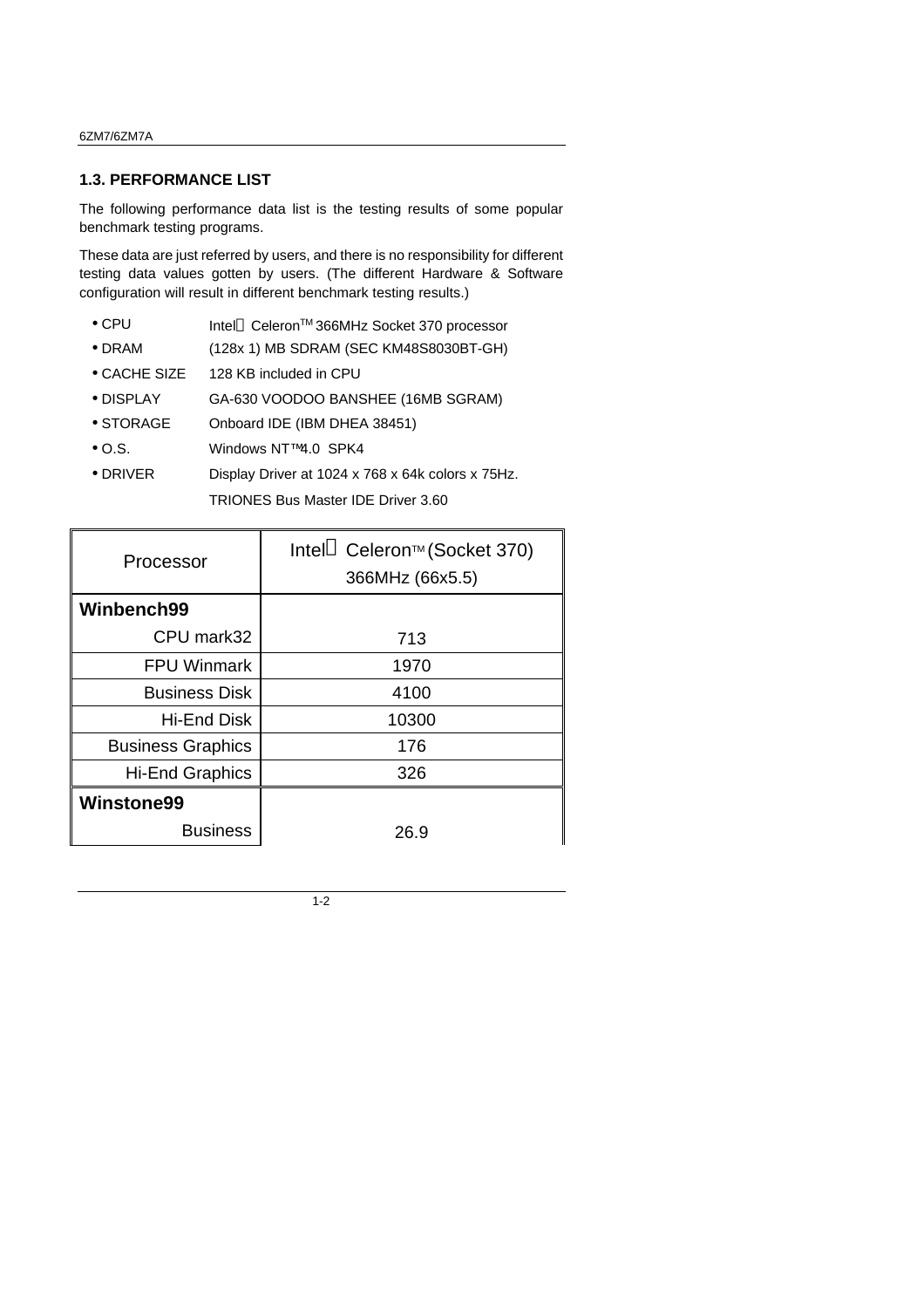## 1.3. PERFORMANCE LIST

The following performance data list is the testing results of some popular benchmark testing programs.

These data are just referred by users, and there is no responsibility for different testing data values gotten by users. (The different Hardware & Software configuration will result in different benchmark testing results.)

- CPU Intel® Celeron™ 366MHz Socket 370 processor
- DRAM (128x 1) MB SDRAM (SEC KM48S8030BT-GH)
- CACHE SIZE 128 KB included in CPU
- DISPLAY GA-630 VOODOO BANSHEE (16MB SGRAM)
- STORAGE Onboard IDE (IBM DHEA 38451)
- O.S. Windows NT™ 4.0 SPK4
- DRIVER Display Driver at 1024 x 768 x 64k colors x 75Hz.

  TRIONES Bus Master IDE Driver 3.60

| Processor | Intel® Celeron™ (Socket 370) 366MHz (66x5.5) |
|---|---|
| **Winbench99** | |
| CPU mark32 | 713 |
| FPU Winmark | 1970 |
| Business Disk | 4100 |
| Hi-End Disk | 10300 |
| Business Graphics | 176 |
| Hi-End Graphics | 326 |
| **Winstone99** | |
| Business | 26.9 |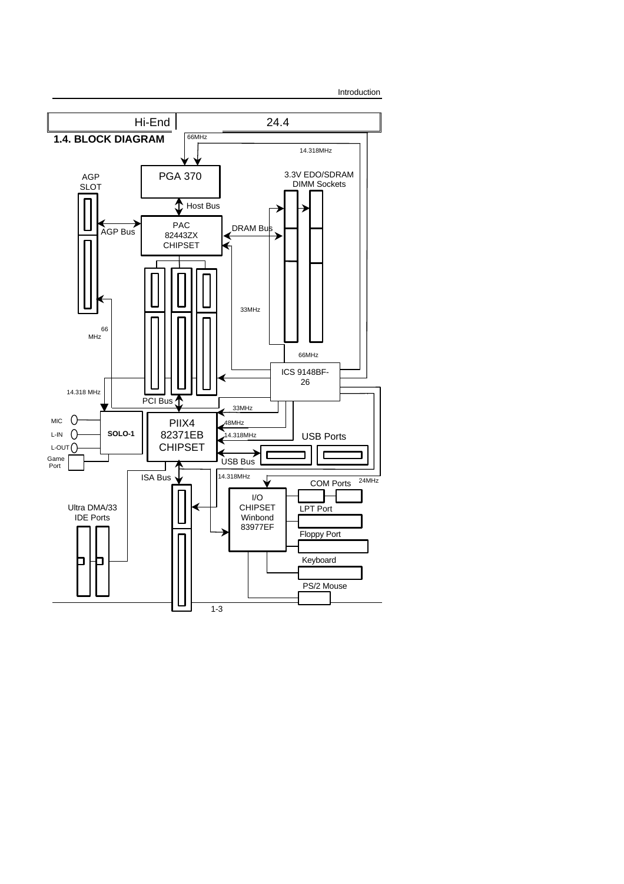| Hi-End | 24.4 |
| --- | --- |

## 1.4. BLOCK DIAGRAM

66MHz

14.318MHz

PGA 370

AGP SLOT

3.3V EDO/SDRAM DIMM Sockets

Host Bus

PAC 82443ZX CHIPSET

AGP Bus

DRAM Bus

33MHz

66 MHz

66MHz

ICS 9148BF-26

14.318 MHz

PCI Bus

33MHz

MIC

L-IN

L-OUT

Game Port

SOLO-1

PIIX4 82371EB CHIPSET

48MHz

14.318MHz

USB Ports

USB Bus

ISA Bus

14.318MHz

COM Ports

24MHz

Ultra DMA/33 IDE Ports

I/O CHIPSET Winbond 83977EF

LPT Port

Floppy Port

Keyboard

PS/2 Mouse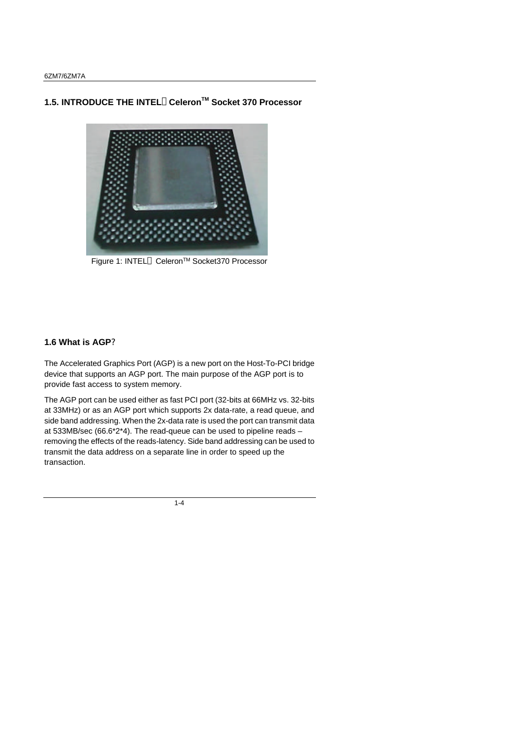## 1.5. INTRODUCE THE INTEL® Celeron™ Socket 370 Processor

Figure 1: INTEL® Celeron™ Socket370 Processor

## 1.6 What is AGP?

The Accelerated Graphics Port (AGP) is a new port on the Host-To-PCI bridge device that supports an AGP port. The main purpose of the AGP port is to provide fast access to system memory.

The AGP port can be used either as fast PCI port (32-bits at 66MHz vs. 32-bits at 33MHz) or as an AGP port which supports 2x data-rate, a read queue, and side band addressing. When the 2x-data rate is used the port can transmit data at 533MB/sec (66.6*2*4). The read-queue can be used to pipeline reads – removing the effects of the reads-latency. Side band addressing can be used to transmit the data address on a separate line in order to speed up the transaction.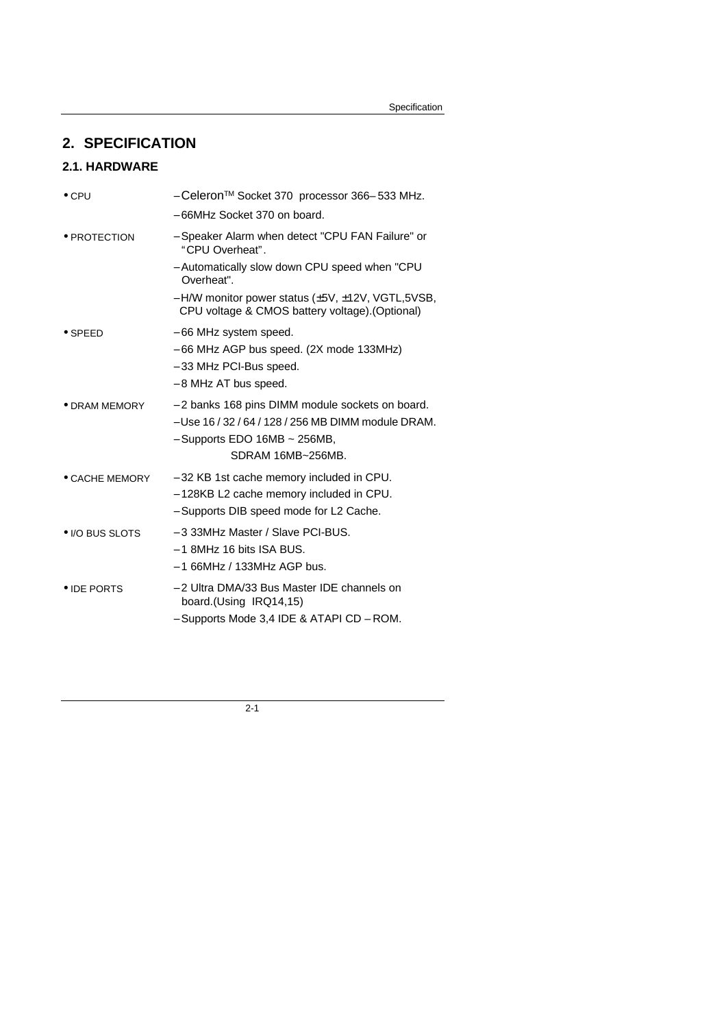# 2. SPECIFICATION

## 2.1. HARDWARE

| | |
|---|---|
| • CPU | – Celeron™ Socket 370 processor 366– 533 MHz.<br>– 66MHz Socket 370 on board. |
| • PROTECTION | – Speaker Alarm when detect "CPU FAN Failure" or "CPU Overheat".<br>– Automatically slow down CPU speed when "CPU Overheat".<br>– H/W monitor power status (±5V, ±12V, VGTL,5VSB, CPU voltage & CMOS battery voltage).(Optional) |
| • SPEED | – 66 MHz system speed.<br>– 66 MHz AGP bus speed. (2X mode 133MHz)<br>– 33 MHz PCI-Bus speed.<br>– 8 MHz AT bus speed. |
| • DRAM MEMORY | – 2 banks 168 pins DIMM module sockets on board.<br>– Use 16 / 32 / 64 / 128 / 256 MB DIMM module DRAM.<br>– Supports EDO 16MB ~ 256MB,<br>SDRAM 16MB~256MB. |
| • CACHE MEMORY | – 32 KB 1st cache memory included in CPU.<br>– 128KB L2 cache memory included in CPU.<br>– Supports DIB speed mode for L2 Cache. |
| • I/O BUS SLOTS | – 3 33MHz Master / Slave PCI-BUS.<br>– 1 8MHz 16 bits ISA BUS.<br>– 1 66MHz / 133MHz AGP bus. |
| • IDE PORTS | – 2 Ultra DMA/33 Bus Master IDE channels on board.(Using IRQ14,15)<br>– Supports Mode 3,4 IDE & ATAPI CD – ROM. |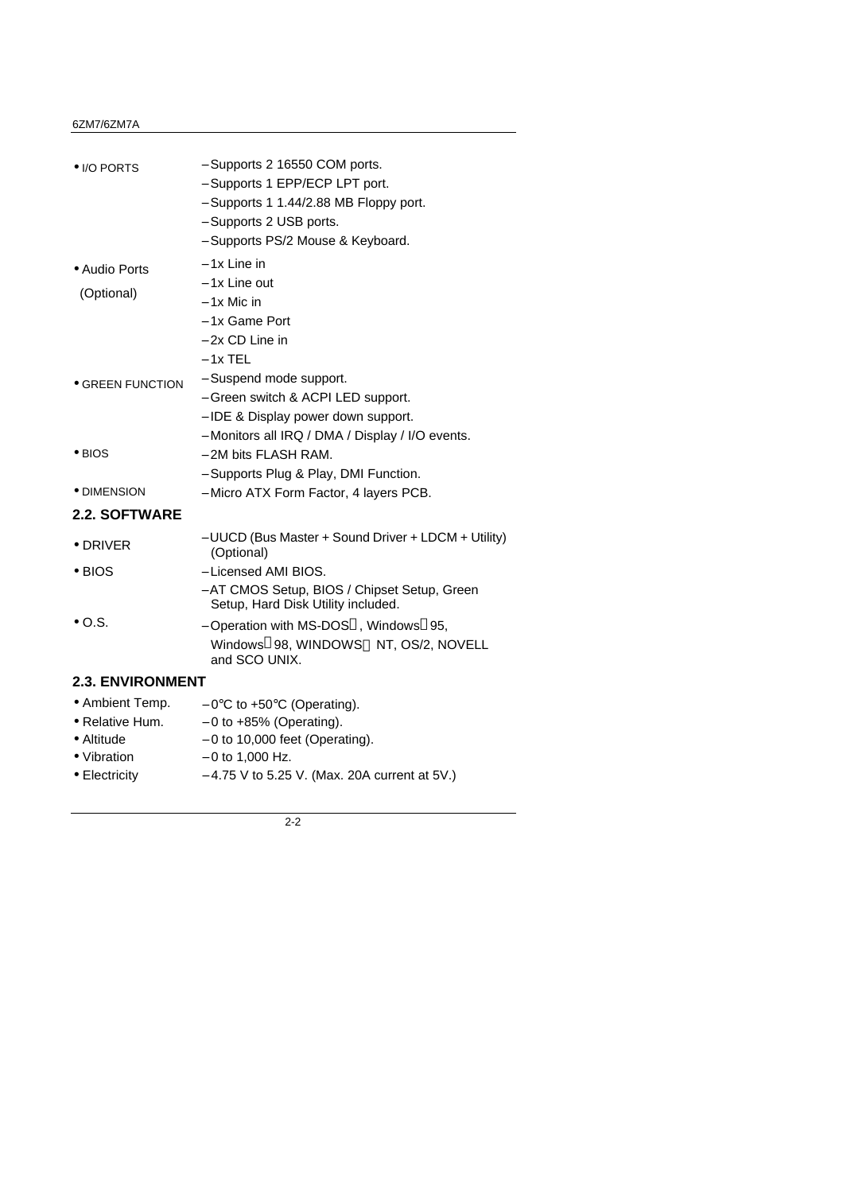- I/O PORTS
  - –Supports 2 16550 COM ports.
  - –Supports 1 EPP/ECP LPT port.
  - –Supports 1 1.44/2.88 MB Floppy port.
  - –Supports 2 USB ports.
  - –Supports PS/2 Mouse & Keyboard.
- Audio Ports (Optional)
  - –1x Line in
  - –1x Line out
  - –1x Mic in
  - –1x Game Port
  - –2x CD Line in
  - –1x TEL
- GREEN FUNCTION
  - –Suspend mode support.
  - –Green switch & ACPI LED support.
  - –IDE & Display power down support.
  - –Monitors all IRQ / DMA / Display / I/O events.
- BIOS
  - –2M bits FLASH RAM.
  - –Supports Plug & Play, DMI Function.
- DIMENSION
  - –Micro ATX Form Factor, 4 layers PCB.

## 2.2. SOFTWARE

- DRIVER
  - –UUCD (Bus Master + Sound Driver + LDCM + Utility) (Optional)
- BIOS
  - –Licensed AMI BIOS.
  - –AT CMOS Setup, BIOS / Chipset Setup, Green Setup, Hard Disk Utility included.
- O.S.
  - –Operation with MS-DOS®, Windows®95, Windows®98, WINDOWS® NT, OS/2, NOVELL and SCO UNIX.

## 2.3. ENVIRONMENT

- Ambient Temp. –0°C to +50°C (Operating).
- Relative Hum. –0 to +85% (Operating).
- Altitude –0 to 10,000 feet (Operating).
- Vibration –0 to 1,000 Hz.
- Electricity –4.75 V to 5.25 V. (Max. 20A current at 5V.)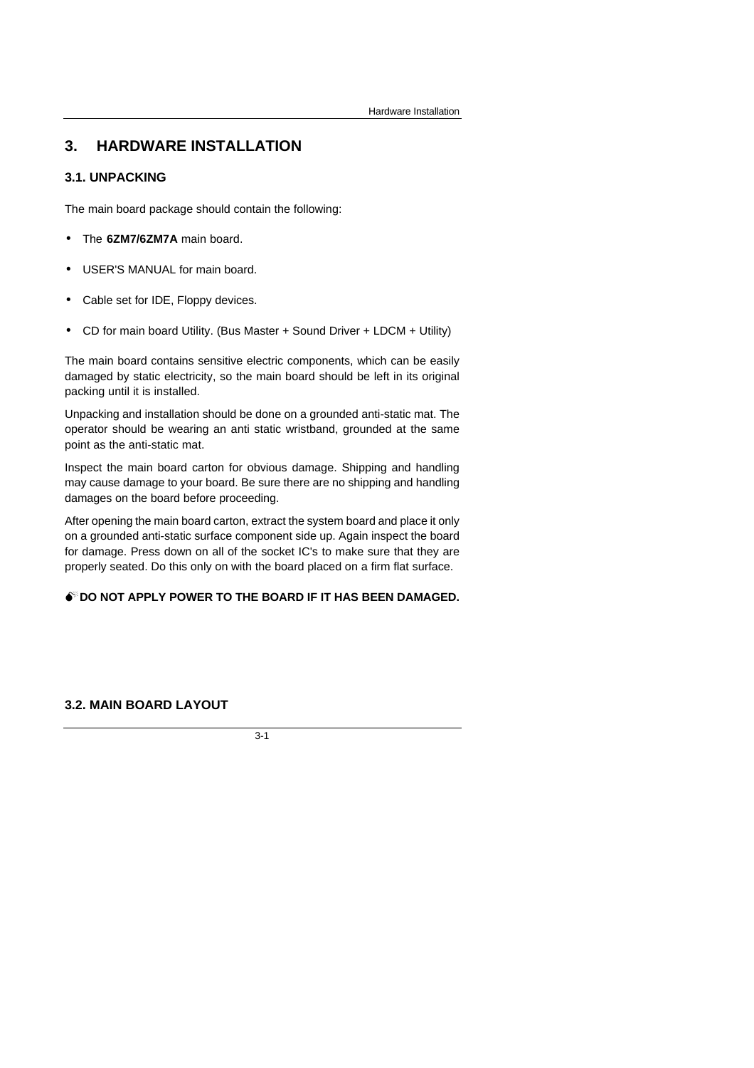# 3. HARDWARE INSTALLATION

## 3.1. UNPACKING

The main board package should contain the following:

- The **6ZM7/6ZM7A** main board.
- USER'S MANUAL for main board.
- Cable set for IDE, Floppy devices.
- CD for main board Utility. (Bus Master + Sound Driver + LDCM + Utility)

The main board contains sensitive electric components, which can be easily damaged by static electricity, so the main board should be left in its original packing until it is installed.

Unpacking and installation should be done on a grounded anti-static mat. The operator should be wearing an anti static wristband, grounded at the same point as the anti-static mat.

Inspect the main board carton for obvious damage. Shipping and handling may cause damage to your board. Be sure there are no shipping and handling damages on the board before proceeding.

After opening the main board carton, extract the system board and place it only on a grounded anti-static surface component side up. Again inspect the board for damage. Press down on all of the socket IC's to make sure that they are properly seated. Do this only on with the board placed on a firm flat surface.

**DO NOT APPLY POWER TO THE BOARD IF IT HAS BEEN DAMAGED.**

## 3.2. MAIN BOARD LAYOUT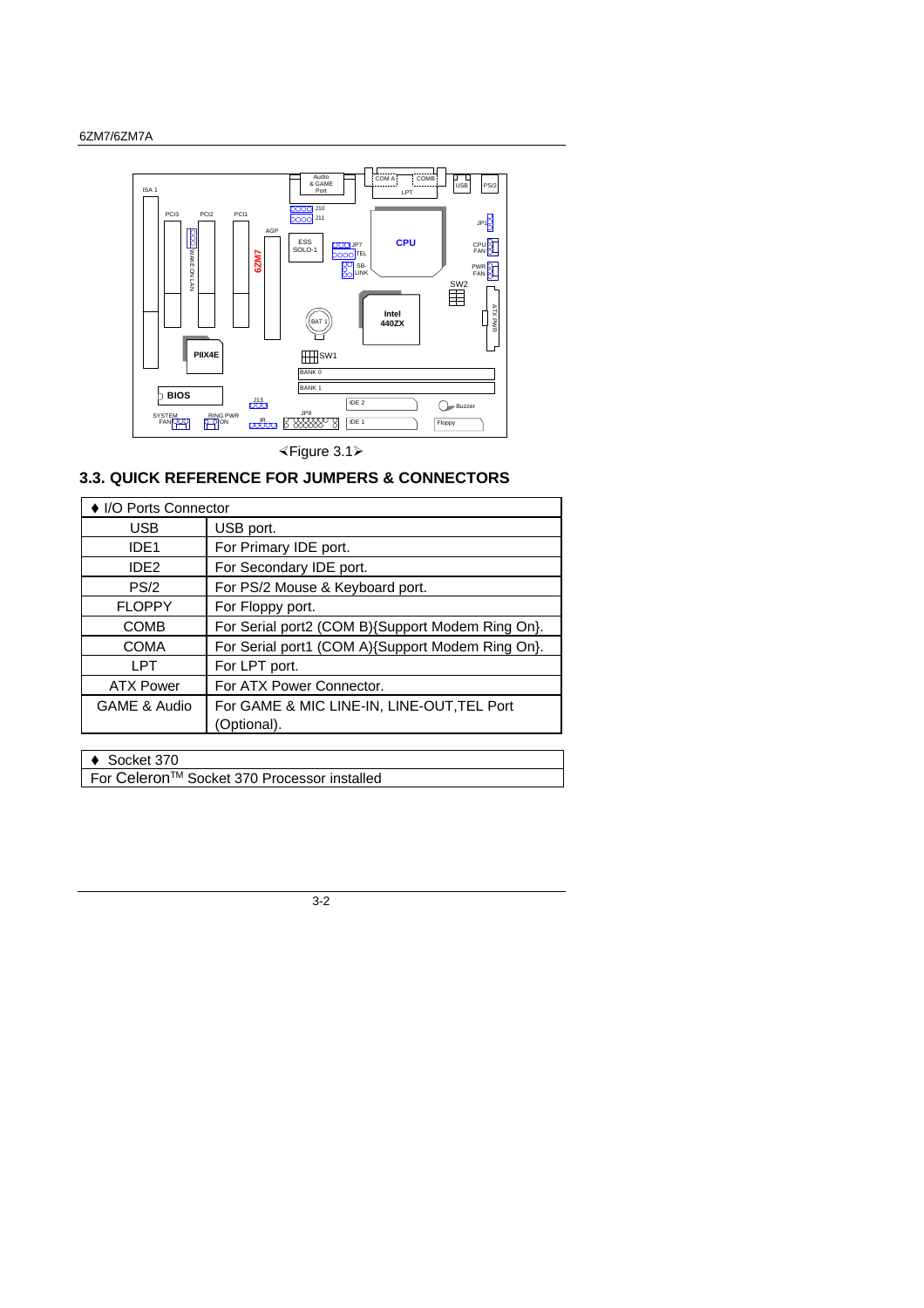≺Figure 3.1≻

## 3.3. QUICK REFERENCE FOR JUMPERS & CONNECTORS

| ♦ I/O Ports Connector | |
|---|---|
| USB | USB port. |
| IDE1 | For Primary IDE port. |
| IDE2 | For Secondary IDE port. |
| PS/2 | For PS/2 Mouse & Keyboard port. |
| FLOPPY | For Floppy port. |
| COMB | For Serial port2 (COM B){Support Modem Ring On}. |
| COMA | For Serial port1 (COM A){Support Modem Ring On}. |
| LPT | For LPT port. |
| ATX Power | For ATX Power Connector. |
| GAME & Audio | For GAME & MIC LINE-IN, LINE-OUT,TEL Port (Optional). |

| ♦ Socket 370 |
|---|
| For Celeron™ Socket 370 Processor installed |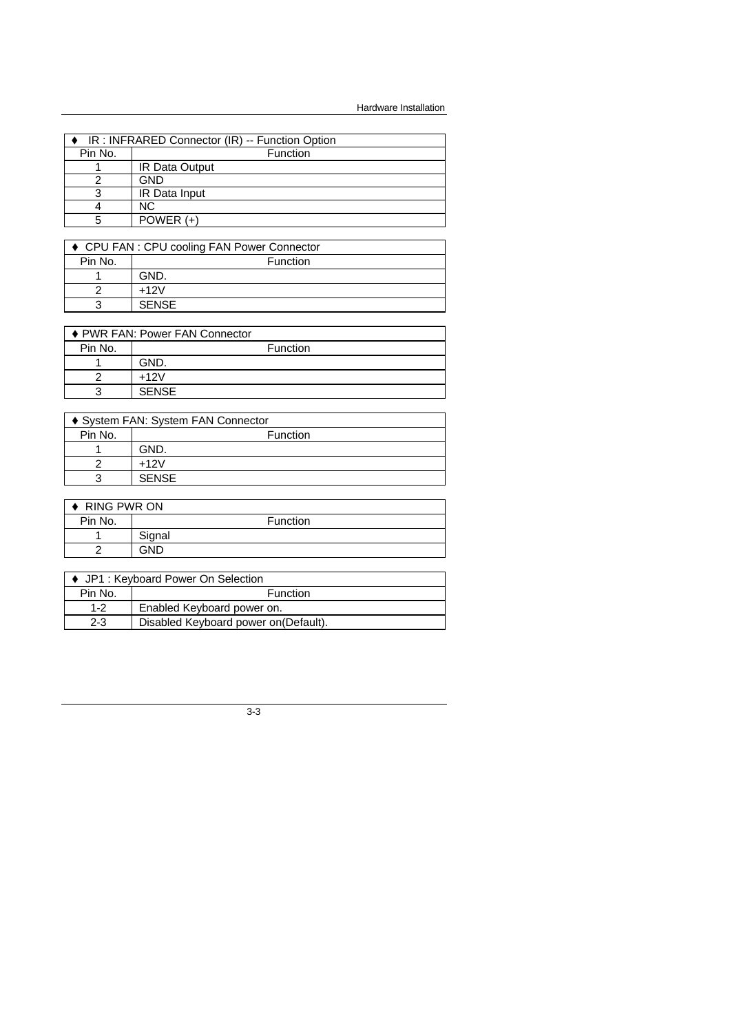| ♦ IR : INFRARED Connector (IR) -- Function Option | |
|---|---|
| Pin No. | Function |
| 1 | IR Data Output |
| 2 | GND |
| 3 | IR Data Input |
| 4 | NC |
| 5 | POWER (+) |

| ♦ CPU FAN : CPU cooling FAN Power Connector | |
|---|---|
| Pin No. | Function |
| 1 | GND. |
| 2 | +12V |
| 3 | SENSE |

| ♦ PWR FAN: Power FAN Connector | |
|---|---|
| Pin No. | Function |
| 1 | GND. |
| 2 | +12V |
| 3 | SENSE |

| ♦ System FAN: System FAN Connector | |
|---|---|
| Pin No. | Function |
| 1 | GND. |
| 2 | +12V |
| 3 | SENSE |

| ♦ RING PWR ON | |
|---|---|
| Pin No. | Function |
| 1 | Signal |
| 2 | GND |

| ♦ JP1 : Keyboard Power On Selection | |
|---|---|
| Pin No. | Function |
| 1-2 | Enabled Keyboard power on. |
| 2-3 | Disabled Keyboard power on(Default). |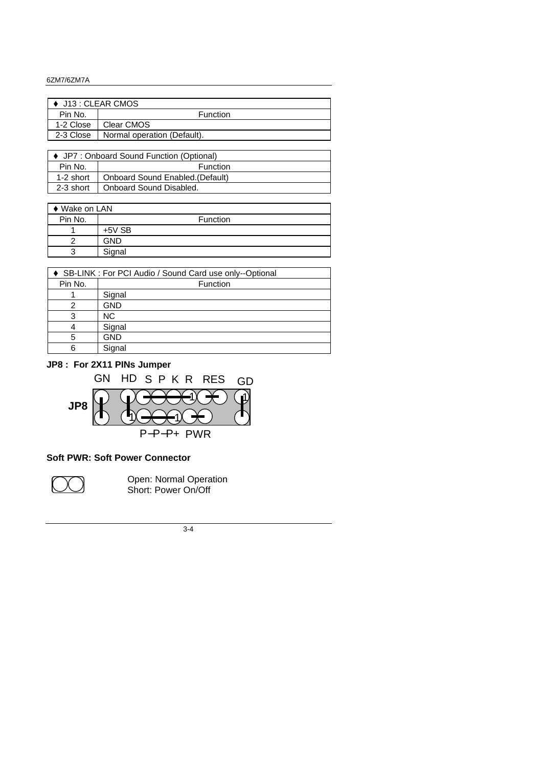| ♦ J13 : CLEAR CMOS | |
|---|---|
| Pin No. | Function |
| 1-2 Close | Clear CMOS |
| 2-3 Close | Normal operation (Default). |

| ♦ JP7 : Onboard Sound Function (Optional) | |
|---|---|
| Pin No. | Function |
| 1-2 short | Onboard Sound Enabled.(Default) |
| 2-3 short | Onboard Sound Disabled. |

| ♦ Wake on LAN | |
|---|---|
| Pin No. | Function |
| 1 | +5V SB |
| 2 | GND |
| 3 | Signal |

| ♦ SB-LINK : For PCI Audio / Sound Card use only--Optional | |
|---|---|
| Pin No. | Function |
| 1 | Signal |
| 2 | GND |
| 3 | NC |
| 4 | Signal |
| 5 | GND |
| 6 | Signal |

**JP8 : For 2X11 PINs Jumper**

GN HD S P K R RES GD

**JP8**

P−P−P+ PWR

**Soft PWR: Soft Power Connector**

Open: Normal Operation
Short: Power On/Off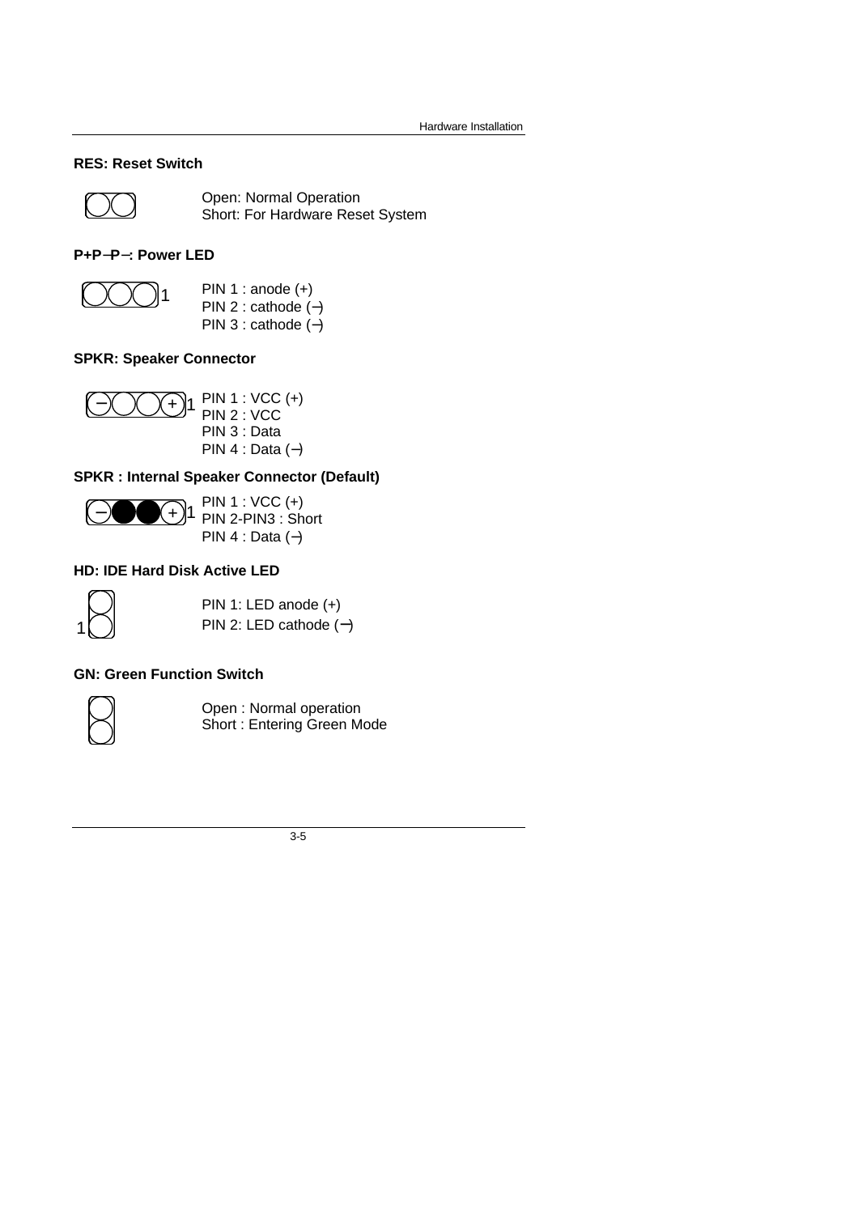**RES: Reset Switch**

Open: Normal Operation
Short: For Hardware Reset System

**P+P−P−: Power LED**

PIN 1 : anode (+)
PIN 2 : cathode (−)
PIN 3 : cathode (−)

**SPKR: Speaker Connector**

PIN 1 : VCC (+)
PIN 2 : VCC
PIN 3 : Data
PIN 4 : Data (−)

**SPKR : Internal Speaker Connector (Default)**

PIN 1 : VCC (+)
PIN 2-PIN3 : Short
PIN 4 : Data (−)

**HD: IDE Hard Disk Active LED**

PIN 1: LED anode (+)
PIN 2: LED cathode (−)

**GN: Green Function Switch**

Open : Normal operation
Short : Entering Green Mode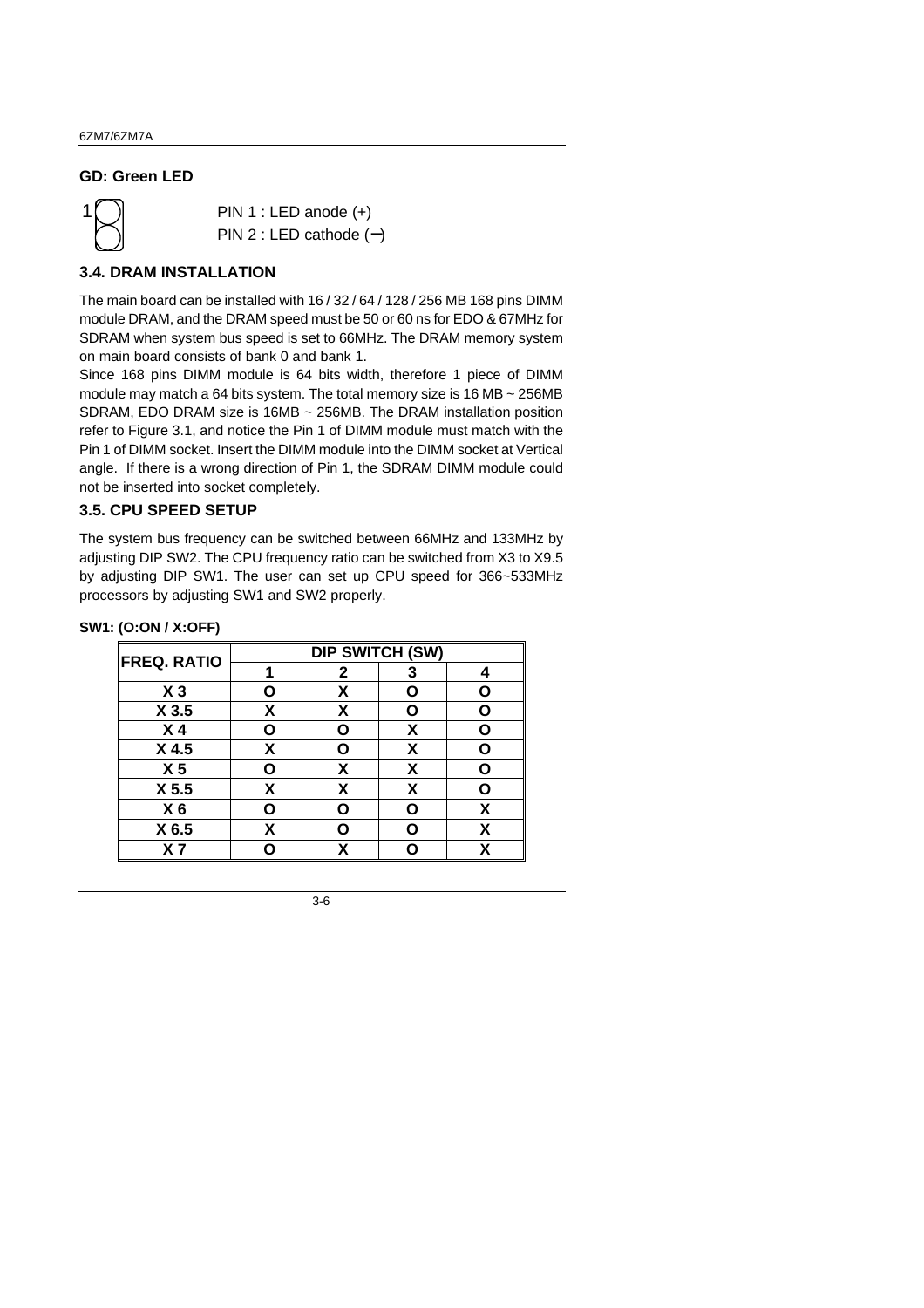### GD: Green LED

1

PIN 1 : LED anode (+)
PIN 2 : LED cathode (−)

### 3.4. DRAM INSTALLATION

The main board can be installed with 16 / 32 / 64 / 128 / 256 MB 168 pins DIMM module DRAM, and the DRAM speed must be 50 or 60 ns for EDO & 67MHz for SDRAM when system bus speed is set to 66MHz. The DRAM memory system on main board consists of bank 0 and bank 1.

Since 168 pins DIMM module is 64 bits width, therefore 1 piece of DIMM module may match a 64 bits system. The total memory size is 16 MB ~ 256MB SDRAM, EDO DRAM size is 16MB ~ 256MB. The DRAM installation position refer to Figure 3.1, and notice the Pin 1 of DIMM module must match with the Pin 1 of DIMM socket. Insert the DIMM module into the DIMM socket at Vertical angle. If there is a wrong direction of Pin 1, the SDRAM DIMM module could not be inserted into socket completely.

### 3.5. CPU SPEED SETUP

The system bus frequency can be switched between 66MHz and 133MHz by adjusting DIP SW2. The CPU frequency ratio can be switched from X3 to X9.5 by adjusting DIP SW1. The user can set up CPU speed for 366~533MHz processors by adjusting SW1 and SW2 properly.

**SW1: (O:ON / X:OFF)**

| FREQ. RATIO | DIP SWITCH (SW) | | | |
|---|---|---|---|---|
| | 1 | 2 | 3 | 4 |
| X 3 | O | X | O | O |
| X 3.5 | X | X | O | O |
| X 4 | O | O | X | O |
| X 4.5 | X | O | X | O |
| X 5 | O | X | X | O |
| X 5.5 | X | X | X | O |
| X 6 | O | O | O | X |
| X 6.5 | X | O | O | X |
| X 7 | O | X | O | X |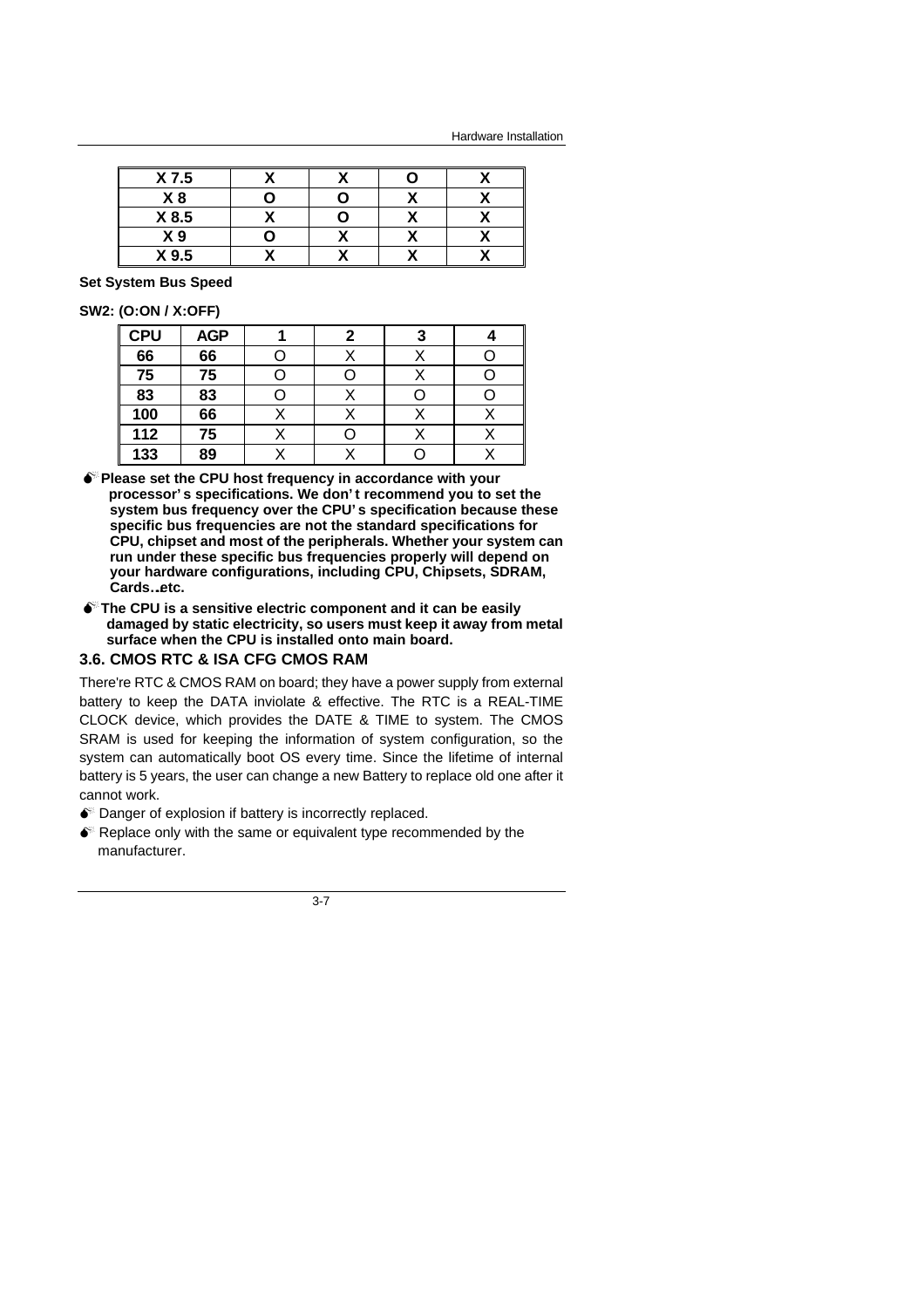| X 7.5 | X | X | O | X |
|---|---|---|---|---|
| X 8 | O | O | X | X |
| X 8.5 | X | O | X | X |
| X 9 | O | X | X | X |
| X 9.5 | X | X | X | X |

**Set System Bus Speed**

**SW2: (O:ON / X:OFF)**

| CPU | AGP | 1 | 2 | 3 | 4 |
|---|---|---|---|---|---|
| 66 | 66 | O | X | X | O |
| 75 | 75 | O | O | X | O |
| 83 | 83 | O | X | O | O |
| 100 | 66 | X | X | X | X |
| 112 | 75 | X | O | X | X |
| 133 | 89 | X | X | O | X |

- **Please set the CPU host frequency in accordance with your processor's specifications. We don't recommend you to set the system bus frequency over the CPU's specification because these specific bus frequencies are not the standard specifications for CPU, chipset and most of the peripherals. Whether your system can run under these specific bus frequencies properly will depend on your hardware configurations, including CPU, Chipsets, SDRAM, Cards…etc.**
- **The CPU is a sensitive electric component and it can be easily damaged by static electricity, so users must keep it away from metal surface when the CPU is installed onto main board.**

### 3.6. CMOS RTC & ISA CFG CMOS RAM

There're RTC & CMOS RAM on board; they have a power supply from external battery to keep the DATA inviolate & effective. The RTC is a REAL-TIME CLOCK device, which provides the DATE & TIME to system. The CMOS SRAM is used for keeping the information of system configuration, so the system can automatically boot OS every time. Since the lifetime of internal battery is 5 years, the user can change a new Battery to replace old one after it cannot work.

- Danger of explosion if battery is incorrectly replaced.
- Replace only with the same or equivalent type recommended by the manufacturer.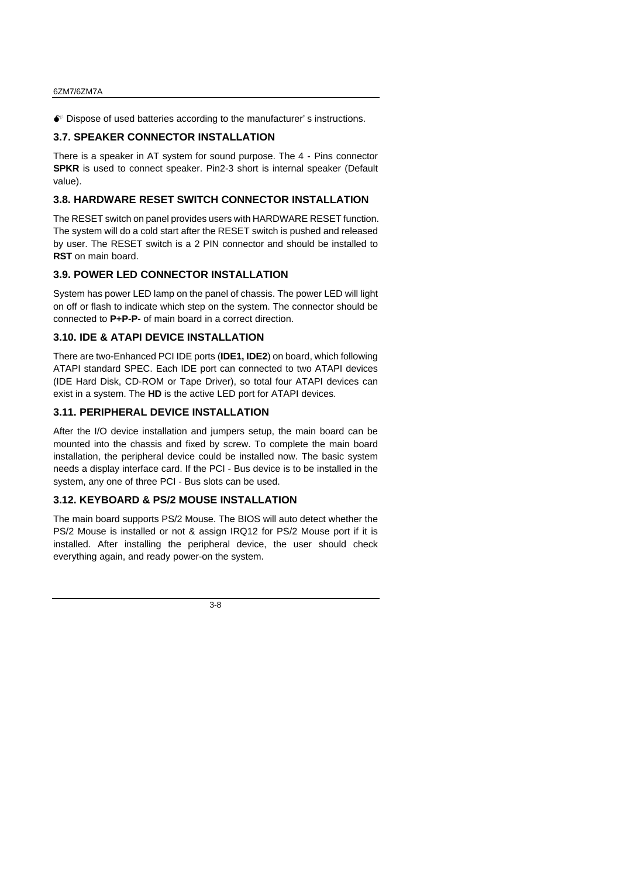Dispose of used batteries according to the manufacturer' s instructions.

### 3.7. SPEAKER CONNECTOR INSTALLATION

There is a speaker in AT system for sound purpose. The 4 - Pins connector **SPKR** is used to connect speaker. Pin2-3 short is internal speaker (Default value).

### 3.8. HARDWARE RESET SWITCH CONNECTOR INSTALLATION

The RESET switch on panel provides users with HARDWARE RESET function. The system will do a cold start after the RESET switch is pushed and released by user. The RESET switch is a 2 PIN connector and should be installed to **RST** on main board.

### 3.9. POWER LED CONNECTOR INSTALLATION

System has power LED lamp on the panel of chassis. The power LED will light on off or flash to indicate which step on the system. The connector should be connected to **P+P-P-** of main board in a correct direction.

### 3.10. IDE & ATAPI DEVICE INSTALLATION

There are two-Enhanced PCI IDE ports (**IDE1, IDE2**) on board, which following ATAPI standard SPEC. Each IDE port can connected to two ATAPI devices (IDE Hard Disk, CD-ROM or Tape Driver), so total four ATAPI devices can exist in a system. The **HD** is the active LED port for ATAPI devices.

### 3.11. PERIPHERAL DEVICE INSTALLATION

After the I/O device installation and jumpers setup, the main board can be mounted into the chassis and fixed by screw. To complete the main board installation, the peripheral device could be installed now. The basic system needs a display interface card. If the PCI - Bus device is to be installed in the system, any one of three PCI - Bus slots can be used.

### 3.12. KEYBOARD & PS/2 MOUSE INSTALLATION

The main board supports PS/2 Mouse. The BIOS will auto detect whether the PS/2 Mouse is installed or not & assign IRQ12 for PS/2 Mouse port if it is installed. After installing the peripheral device, the user should check everything again, and ready power-on the system.